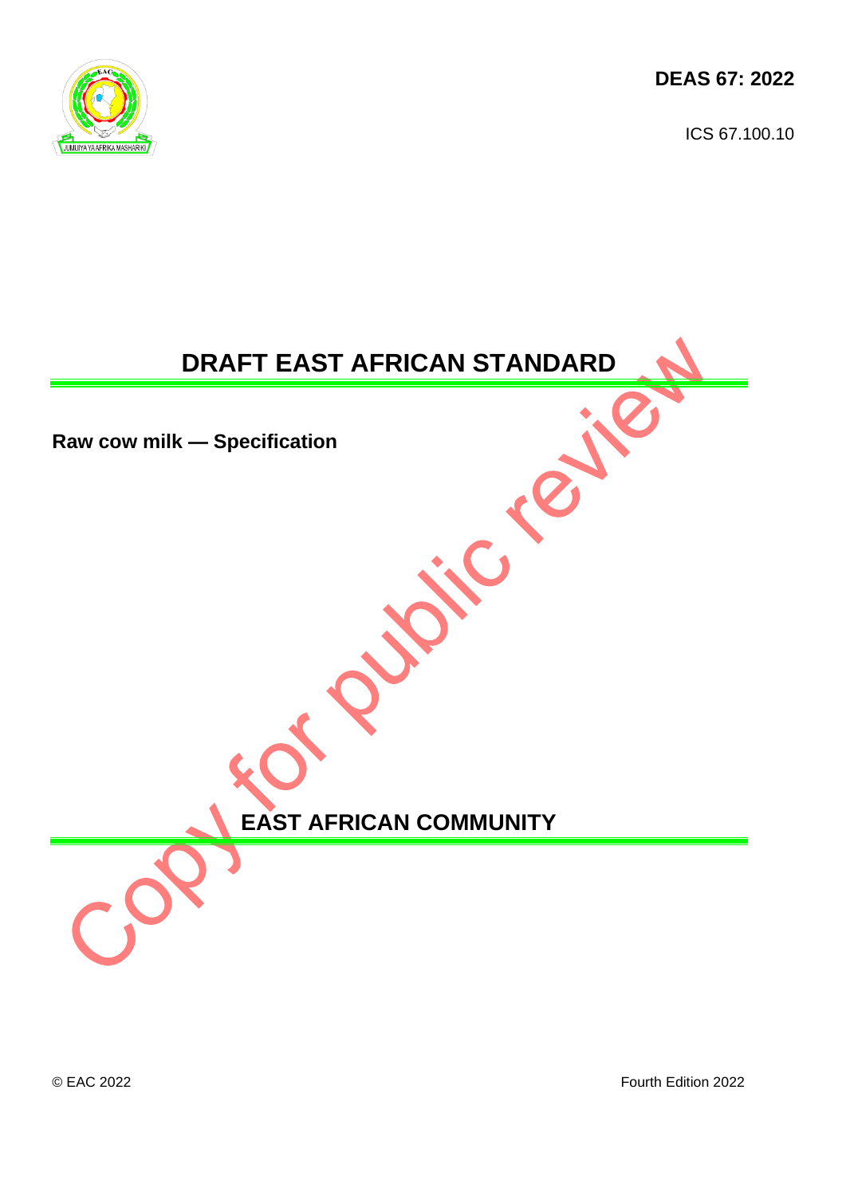**DEAS 67: 2022**

ICS 67.100.10

# DRAFT EAST AFRICAN STANDARD

**Raw cow milk — Specification**

Copy for public review

**EAST AFRICAN COMMUNITY**

© EAC 2022

Fourth Edition 2022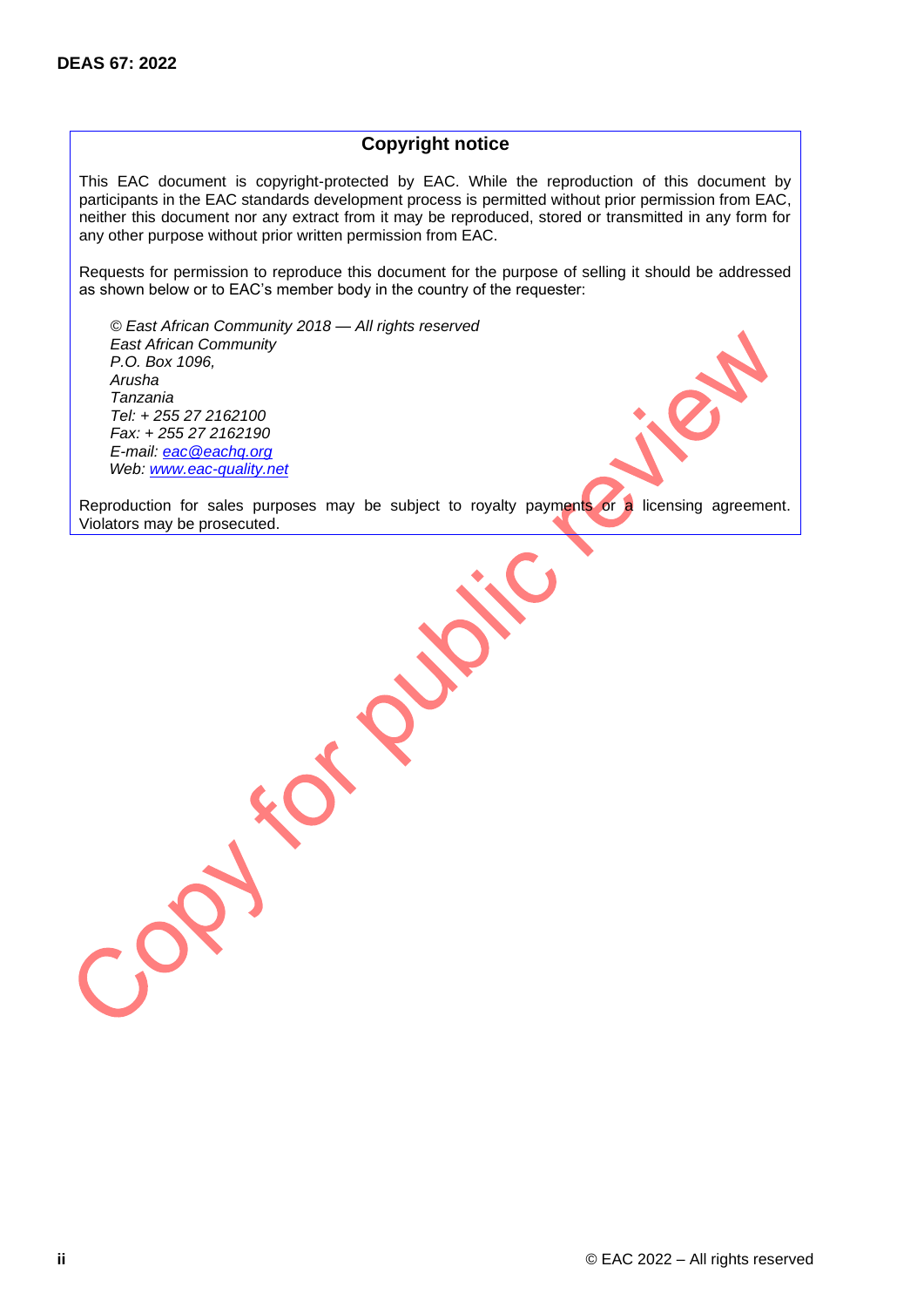## Copyright notice

This EAC document is copyright-protected by EAC. While the reproduction of this document by participants in the EAC standards development process is permitted without prior permission from EAC, neither this document nor any extract from it may be reproduced, stored or transmitted in any form for any other purpose without prior written permission from EAC.

Requests for permission to reproduce this document for the purpose of selling it should be addressed as shown below or to EAC's member body in the country of the requester:

*© East African Community 2018 — All rights reserved*
*East African Community*
*P.O. Box 1096,*
*Arusha*
*Tanzania*
*Tel: + 255 27 2162100*
*Fax: + 255 27 2162190*
*E-mail: eac@eachq.org*
*Web: www.eac-quality.net*

Reproduction for sales purposes may be subject to royalty payments or a licensing agreement. Violators may be prosecuted.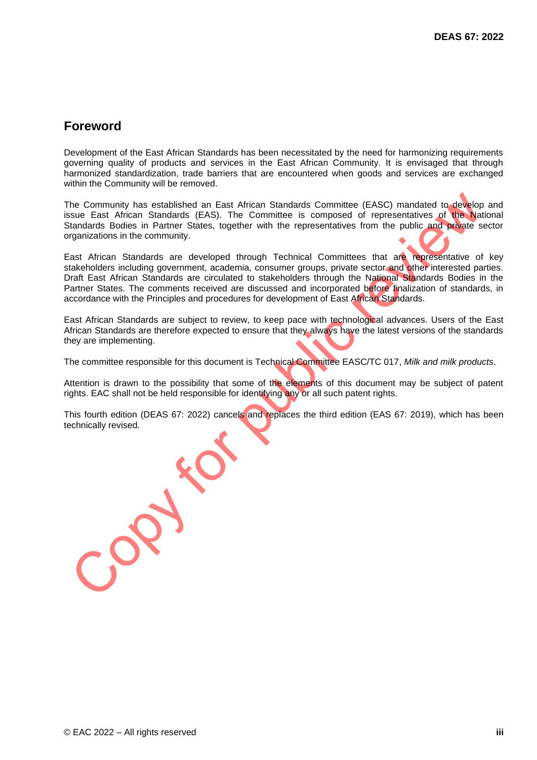## Foreword

Development of the East African Standards has been necessitated by the need for harmonizing requirements governing quality of products and services in the East African Community. It is envisaged that through harmonized standardization, trade barriers that are encountered when goods and services are exchanged within the Community will be removed.

The Community has established an East African Standards Committee (EASC) mandated to develop and issue East African Standards (EAS). The Committee is composed of representatives of the National Standards Bodies in Partner States, together with the representatives from the public and private sector organizations in the community.

East African Standards are developed through Technical Committees that are representative of key stakeholders including government, academia, consumer groups, private sector and other interested parties. Draft East African Standards are circulated to stakeholders through the National Standards Bodies in the Partner States. The comments received are discussed and incorporated before finalization of standards, in accordance with the Principles and procedures for development of East African Standards.

East African Standards are subject to review, to keep pace with technological advances. Users of the East African Standards are therefore expected to ensure that they always have the latest versions of the standards they are implementing.

The committee responsible for this document is Technical Committee EASC/TC 017, *Milk and milk products*.

Attention is drawn to the possibility that some of the elements of this document may be subject of patent rights. EAC shall not be held responsible for identifying any or all such patent rights.

This fourth edition (DEAS 67: 2022) cancels and replaces the third edition (EAS 67: 2019), which has been technically revised.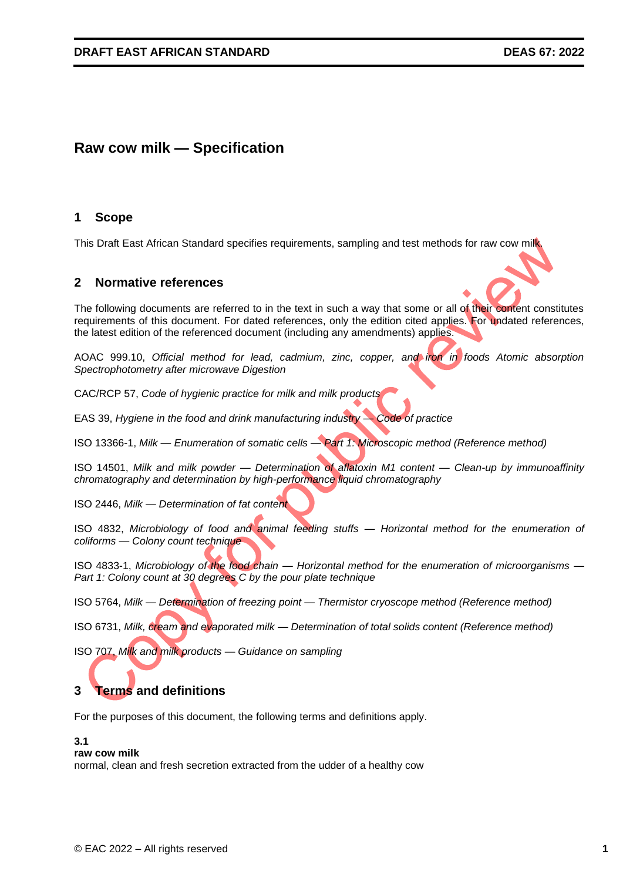# Raw cow milk — Specification

## 1 Scope

This Draft East African Standard specifies requirements, sampling and test methods for raw cow milk.

## 2 Normative references

The following documents are referred to in the text in such a way that some or all of their content constitutes requirements of this document. For dated references, only the edition cited applies. For undated references, the latest edition of the referenced document (including any amendments) applies.

AOAC 999.10, *Official method for lead, cadmium, zinc, copper, and iron in foods Atomic absorption Spectrophotometry after microwave Digestion*

CAC/RCP 57, *Code of hygienic practice for milk and milk products*

EAS 39, *Hygiene in the food and drink manufacturing industry — Code of practice*

ISO 13366-1, *Milk — Enumeration of somatic cells — Part 1: Microscopic method (Reference method)*

ISO 14501, *Milk and milk powder — Determination of aflatoxin M1 content — Clean-up by immunoaffinity chromatography and determination by high-performance liquid chromatography*

ISO 2446, *Milk — Determination of fat content*

ISO 4832, *Microbiology of food and animal feeding stuffs — Horizontal method for the enumeration of coliforms — Colony count technique*

ISO 4833-1, *Microbiology of the food chain — Horizontal method for the enumeration of microorganisms — Part 1: Colony count at 30 degrees C by the pour plate technique*

ISO 5764, *Milk — Determination of freezing point — Thermistor cryoscope method (Reference method)*

ISO 6731, *Milk, cream and evaporated milk — Determination of total solids content (Reference method)*

ISO 707, *Milk and milk products — Guidance on sampling*

## 3 Terms and definitions

For the purposes of this document, the following terms and definitions apply.

**3.1**
**raw cow milk**
normal, clean and fresh secretion extracted from the udder of a healthy cow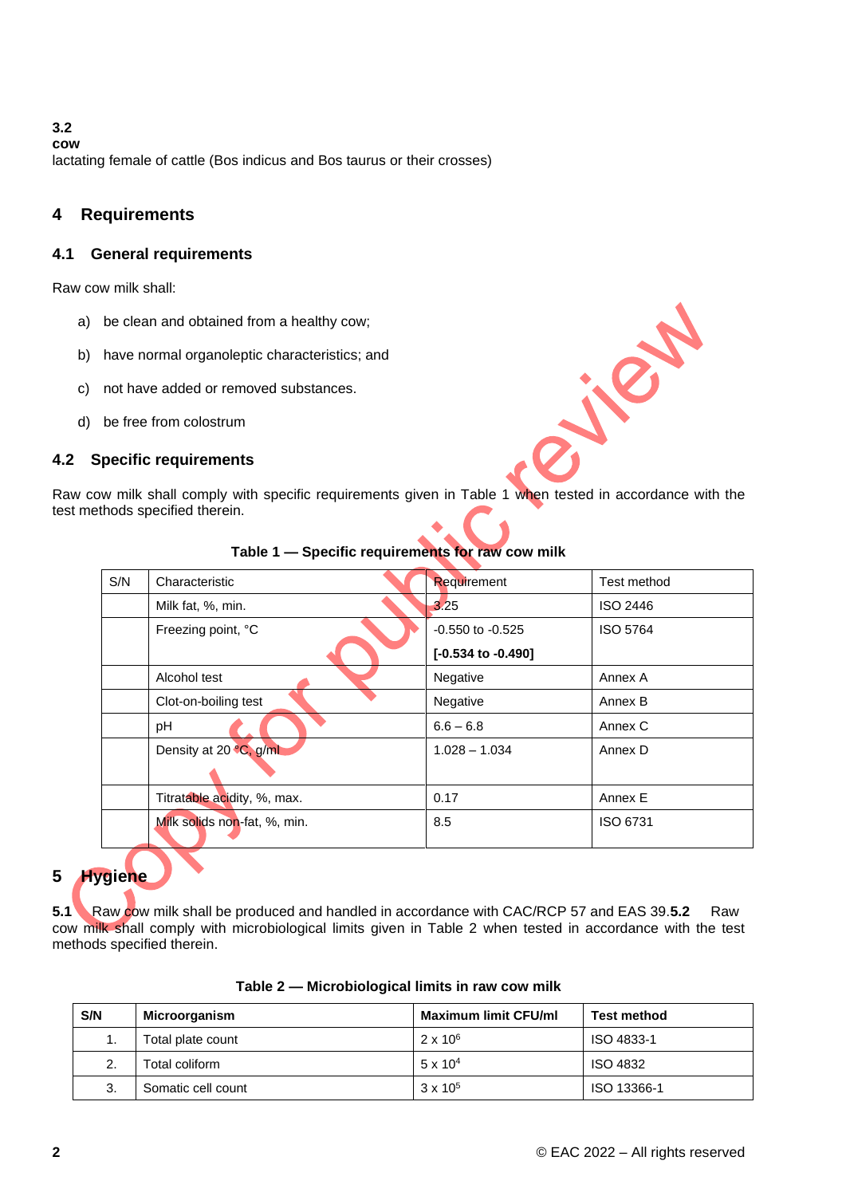**3.2**
**cow**
lactating female of cattle (Bos indicus and Bos taurus or their crosses)

## 4 Requirements

### 4.1 General requirements

Raw cow milk shall:

a) be clean and obtained from a healthy cow;

b) have normal organoleptic characteristics; and

c) not have added or removed substances.

d) be free from colostrum

### 4.2 Specific requirements

Raw cow milk shall comply with specific requirements given in Table 1 when tested in accordance with the test methods specified therein.

**Table 1 — Specific requirements for raw cow milk**

| S/N | Characteristic | Requirement | Test method |
|---|---|---|---|
| | Milk fat, %, min. | 3.25 | ISO 2446 |
| | Freezing point, °C | -0.550 to -0.525<br>**[-0.534 to -0.490]** | ISO 5764 |
| | Alcohol test | Negative | Annex A |
| | Clot-on-boiling test | Negative | Annex B |
| | pH | 6.6 – 6.8 | Annex C |
| | Density at 20 °C, g/ml | 1.028 – 1.034 | Annex D |
| | Titratable acidity, %, max. | 0.17 | Annex E |
| | Milk solids non-fat, %, min. | 8.5 | ISO 6731 |

## 5 Hygiene

**5.1** Raw cow milk shall be produced and handled in accordance with CAC/RCP 57 and EAS 39.**5.2** Raw cow milk shall comply with microbiological limits given in Table 2 when tested in accordance with the test methods specified therein.

**Table 2 — Microbiological limits in raw cow milk**

| S/N | Microorganism | Maximum limit CFU/ml | Test method |
|---|---|---|---|
| 1. | Total plate count | $2 \times 10^6$ | ISO 4833-1 |
| 2. | Total coliform | $5 \times 10^4$ | ISO 4832 |
| 3. | Somatic cell count | $3 \times 10^5$ | ISO 13366-1 |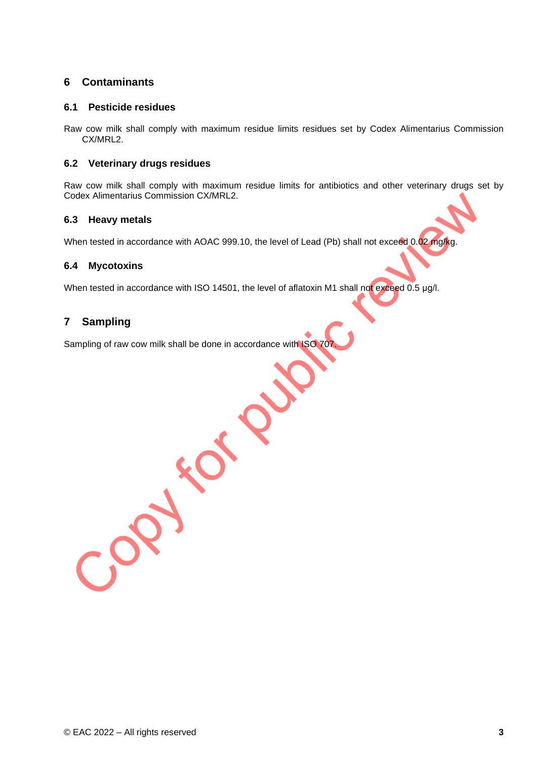## 6 Contaminants

### 6.1 Pesticide residues

Raw cow milk shall comply with maximum residue limits residues set by Codex Alimentarius Commission CX/MRL2.

### 6.2 Veterinary drugs residues

Raw cow milk shall comply with maximum residue limits for antibiotics and other veterinary drugs set by Codex Alimentarius Commission CX/MRL2.

### 6.3 Heavy metals

When tested in accordance with AOAC 999.10, the level of Lead (Pb) shall not exceed 0.02 mg/kg.

### 6.4 Mycotoxins

When tested in accordance with ISO 14501, the level of aflatoxin M1 shall not exceed 0.5 µg/l.

## 7 Sampling

Sampling of raw cow milk shall be done in accordance with ISO 707.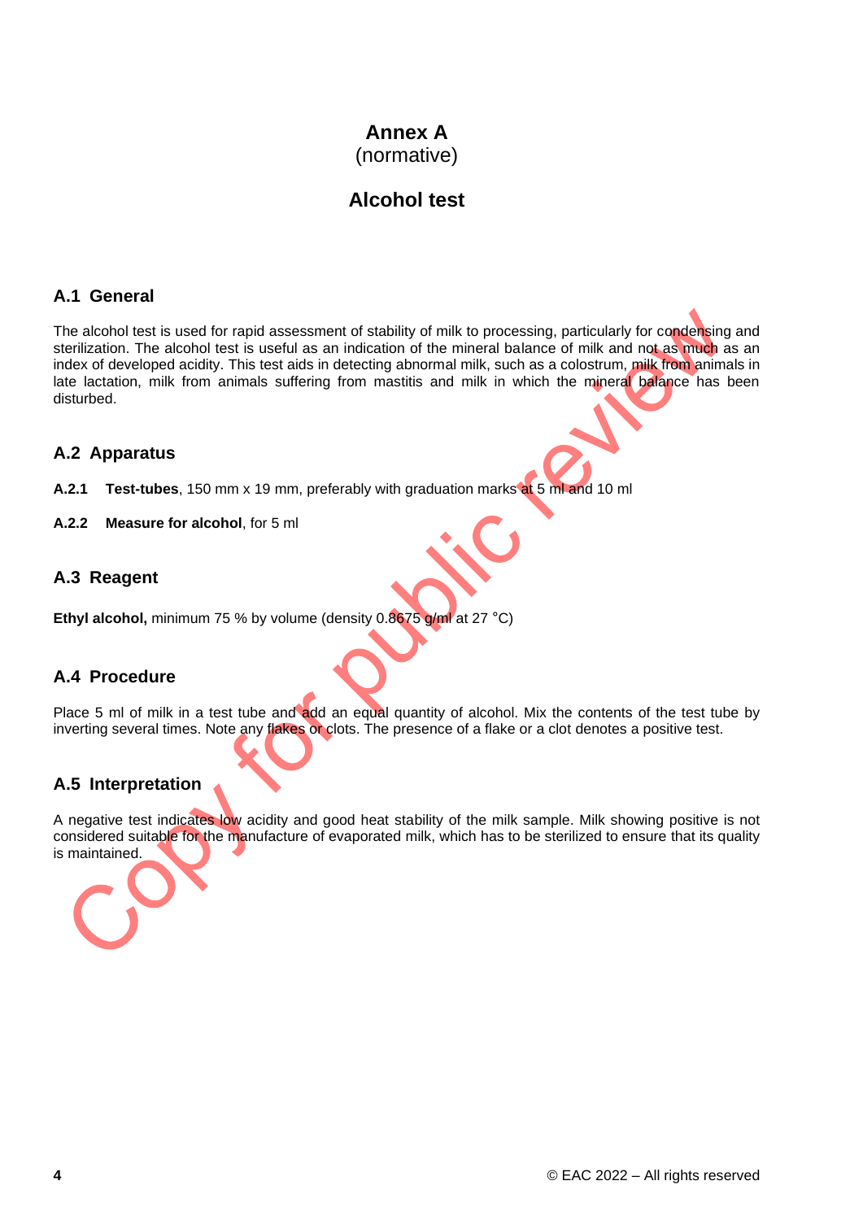# Annex A
(normative)

# Alcohol test

## A.1 General

The alcohol test is used for rapid assessment of stability of milk to processing, particularly for condensing and sterilization. The alcohol test is useful as an indication of the mineral balance of milk and not as much as an index of developed acidity. This test aids in detecting abnormal milk, such as a colostrum, milk from animals in late lactation, milk from animals suffering from mastitis and milk in which the mineral balance has been disturbed.

## A.2 Apparatus

**A.2.1 Test-tubes**, 150 mm x 19 mm, preferably with graduation marks at 5 ml and 10 ml

**A.2.2 Measure for alcohol**, for 5 ml

## A.3 Reagent

**Ethyl alcohol,** minimum 75 % by volume (density 0.8675 g/ml at 27 °C)

## A.4 Procedure

Place 5 ml of milk in a test tube and add an equal quantity of alcohol. Mix the contents of the test tube by inverting several times. Note any flakes or clots. The presence of a flake or a clot denotes a positive test.

## A.5 Interpretation

A negative test indicates low acidity and good heat stability of the milk sample. Milk showing positive is not considered suitable for the manufacture of evaporated milk, which has to be sterilized to ensure that its quality is maintained.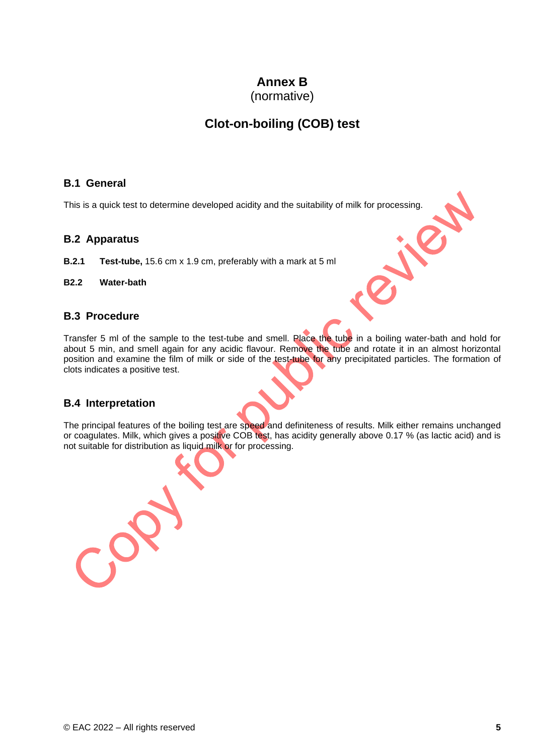# Annex B
(normative)

## Clot-on-boiling (COB) test

### B.1 General

This is a quick test to determine developed acidity and the suitability of milk for processing.

### B.2 Apparatus

**B.2.1 Test-tube,** 15.6 cm x 1.9 cm, preferably with a mark at 5 ml

**B2.2 Water-bath**

### B.3 Procedure

Transfer 5 ml of the sample to the test-tube and smell. Place the tube in a boiling water-bath and hold for about 5 min, and smell again for any acidic flavour. Remove the tube and rotate it in an almost horizontal position and examine the film of milk or side of the test-tube for any precipitated particles. The formation of clots indicates a positive test.

### B.4 Interpretation

The principal features of the boiling test are speed and definiteness of results. Milk either remains unchanged or coagulates. Milk, which gives a positive COB test, has acidity generally above 0.17 % (as lactic acid) and is not suitable for distribution as liquid milk or for processing.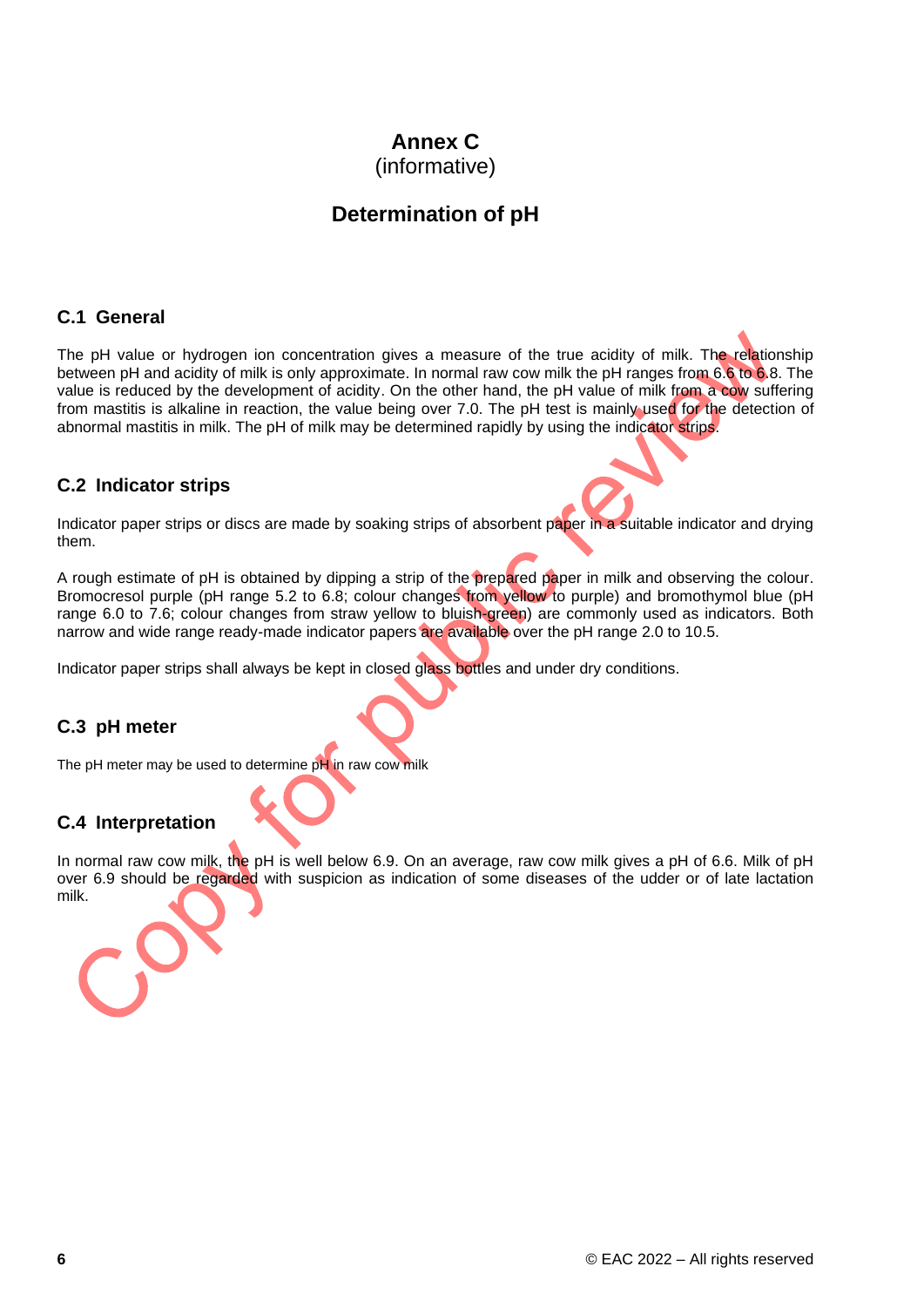# Annex C
(informative)

# Determination of pH

## C.1 General

The pH value or hydrogen ion concentration gives a measure of the true acidity of milk. The relationship between pH and acidity of milk is only approximate. In normal raw cow milk the pH ranges from 6.6 to 6.8. The value is reduced by the development of acidity. On the other hand, the pH value of milk from a cow suffering from mastitis is alkaline in reaction, the value being over 7.0. The pH test is mainly used for the detection of abnormal mastitis in milk. The pH of milk may be determined rapidly by using the indicator strips.

## C.2 Indicator strips

Indicator paper strips or discs are made by soaking strips of absorbent paper in a suitable indicator and drying them.

A rough estimate of pH is obtained by dipping a strip of the prepared paper in milk and observing the colour. Bromocresol purple (pH range 5.2 to 6.8; colour changes from yellow to purple) and bromothymol blue (pH range 6.0 to 7.6; colour changes from straw yellow to bluish-green) are commonly used as indicators. Both narrow and wide range ready-made indicator papers are available over the pH range 2.0 to 10.5.

Indicator paper strips shall always be kept in closed glass bottles and under dry conditions.

## C.3 pH meter

The pH meter may be used to determine pH in raw cow milk

## C.4 Interpretation

In normal raw cow milk, the pH is well below 6.9. On an average, raw cow milk gives a pH of 6.6. Milk of pH over 6.9 should be regarded with suspicion as indication of some diseases of the udder or of late lactation milk.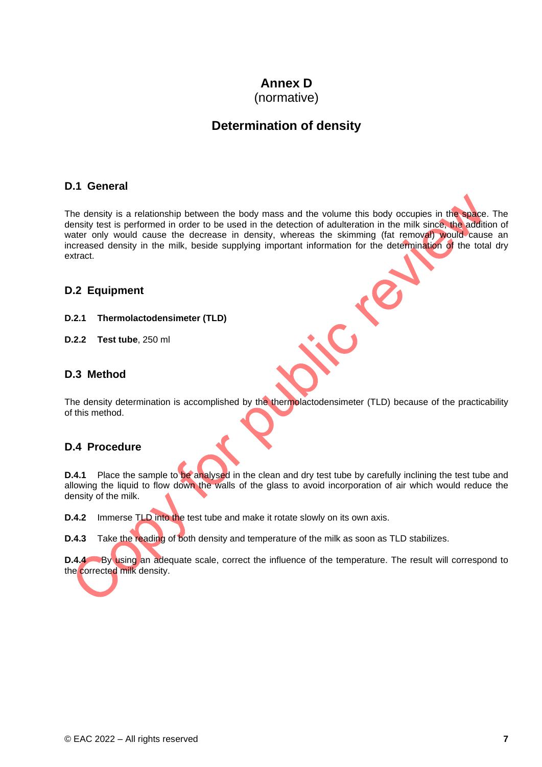# Annex D
(normative)

# Determination of density

## D.1 General

The density is a relationship between the body mass and the volume this body occupies in the space. The density test is performed in order to be used in the detection of adulteration in the milk since, the addition of water only would cause the decrease in density, whereas the skimming (fat removal) would cause an increased density in the milk, beside supplying important information for the determination of the total dry extract.

## D.2 Equipment

**D.2.1 Thermolactodensimeter (TLD)**

**D.2.2 Test tube**, 250 ml

## D.3 Method

The density determination is accomplished by the thermolactodensimeter (TLD) because of the practicability of this method.

## D.4 Procedure

**D.4.1** Place the sample to be analysed in the clean and dry test tube by carefully inclining the test tube and allowing the liquid to flow down the walls of the glass to avoid incorporation of air which would reduce the density of the milk.

**D.4.2** Immerse TLD into the test tube and make it rotate slowly on its own axis.

**D.4.3** Take the reading of both density and temperature of the milk as soon as TLD stabilizes.

**D.4.4** By using an adequate scale, correct the influence of the temperature. The result will correspond to the corrected milk density.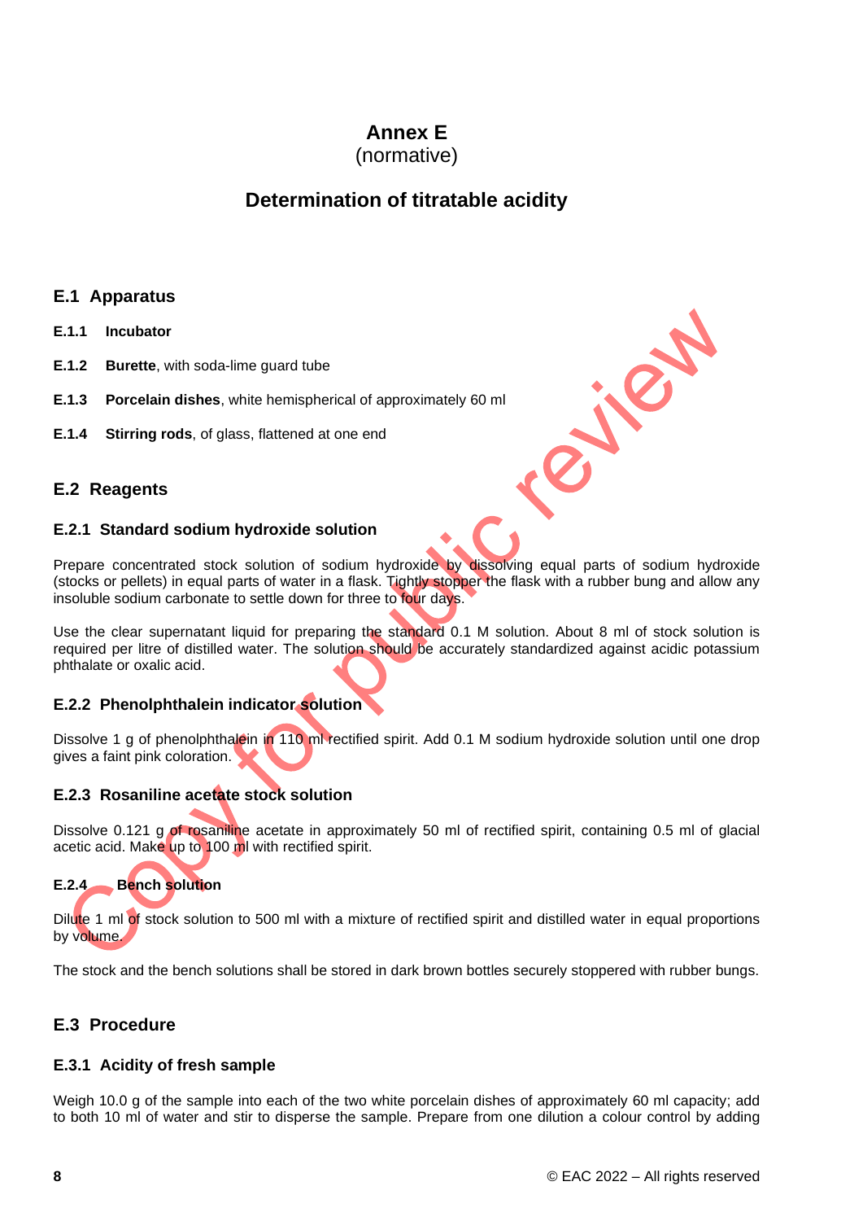# Annex E
(normative)

## Determination of titratable acidity

### E.1 Apparatus

**E.1.1 Incubator**

**E.1.2 Burette**, with soda-lime guard tube

**E.1.3 Porcelain dishes**, white hemispherical of approximately 60 ml

**E.1.4 Stirring rods**, of glass, flattened at one end

### E.2 Reagents

#### E.2.1 Standard sodium hydroxide solution

Prepare concentrated stock solution of sodium hydroxide by dissolving equal parts of sodium hydroxide (stocks or pellets) in equal parts of water in a flask. Tightly stopper the flask with a rubber bung and allow any insoluble sodium carbonate to settle down for three to four days.

Use the clear supernatant liquid for preparing the standard 0.1 M solution. About 8 ml of stock solution is required per litre of distilled water. The solution should be accurately standardized against acidic potassium phthalate or oxalic acid.

#### E.2.2 Phenolphthalein indicator solution

Dissolve 1 g of phenolphthalein in 110 ml rectified spirit. Add 0.1 M sodium hydroxide solution until one drop gives a faint pink coloration.

#### E.2.3 Rosaniline acetate stock solution

Dissolve 0.121 g of rosaniline acetate in approximately 50 ml of rectified spirit, containing 0.5 ml of glacial acetic acid. Make up to 100 ml with rectified spirit.

#### E.2.4 Bench solution

Dilute 1 ml of stock solution to 500 ml with a mixture of rectified spirit and distilled water in equal proportions by volume.

The stock and the bench solutions shall be stored in dark brown bottles securely stoppered with rubber bungs.

### E.3 Procedure

#### E.3.1 Acidity of fresh sample

Weigh 10.0 g of the sample into each of the two white porcelain dishes of approximately 60 ml capacity; add to both 10 ml of water and stir to disperse the sample. Prepare from one dilution a colour control by adding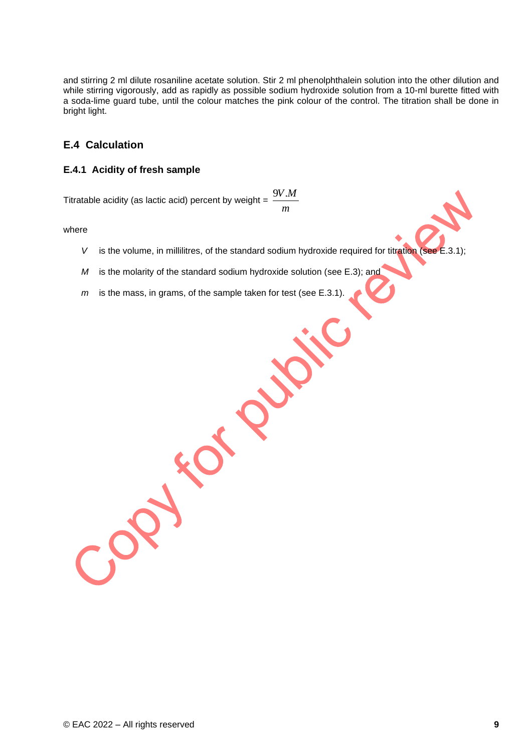and stirring 2 ml dilute rosaniline acetate solution. Stir 2 ml phenolphthalein solution into the other dilution and while stirring vigorously, add as rapidly as possible sodium hydroxide solution from a 10-ml burette fitted with a soda-lime guard tube, until the colour matches the pink colour of the control. The titration shall be done in bright light.

## E.4 Calculation

### E.4.1 Acidity of fresh sample

Titratable acidity (as lactic acid) percent by weight = $\frac{9V.M}{m}$

where

- $V$ is the volume, in millilitres, of the standard sodium hydroxide required for titration (see E.3.1);
- $M$ is the molarity of the standard sodium hydroxide solution (see E.3); and
- $m$ is the mass, in grams, of the sample taken for test (see E.3.1).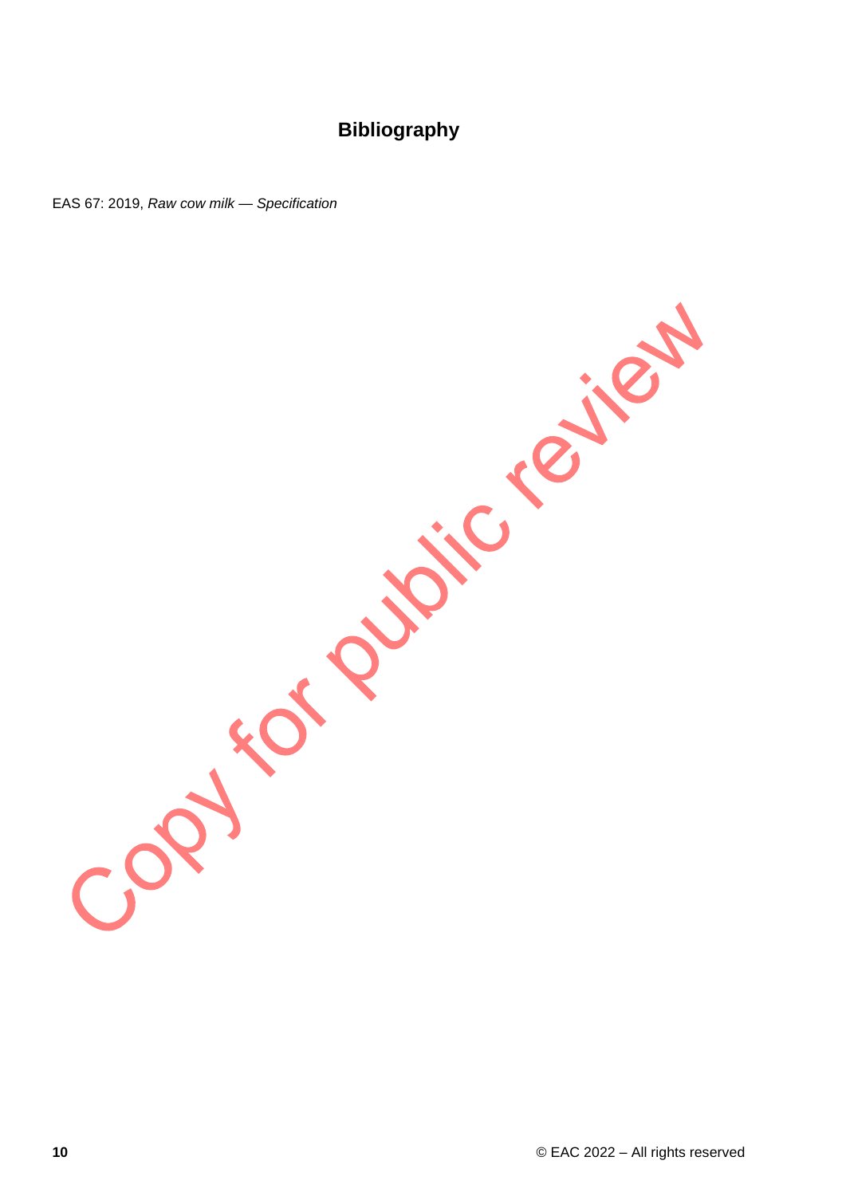# Bibliography

EAS 67: 2019, *Raw cow milk — Specification*